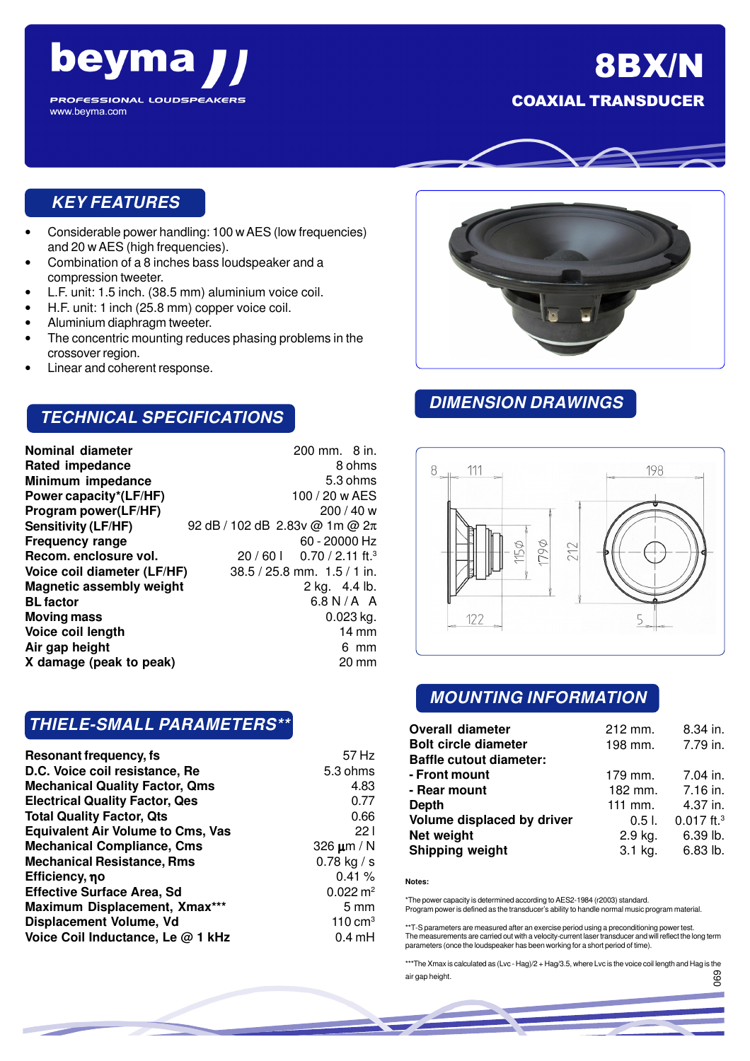# beyma

PROFESSIONAL LOUDSPEAKERS
www.beyma.com

# 8BX/N

## COAXIAL TRANSDUCER

## KEY FEATURES

- Considerable power handling: 100 w AES (low frequencies) and 20 w AES (high frequencies).
- Combination of a 8 inches bass loudspeaker and a compression tweeter.
- L.F. unit: 1.5 inch. (38.5 mm) aluminium voice coil.
- H.F. unit: 1 inch (25.8 mm) copper voice coil.
- Aluminium diaphragm tweeter.
- The concentric mounting reduces phasing problems in the crossover region.
- Linear and coherent response.

## TECHNICAL SPECIFICATIONS

| | |
|---|---|
| **Nominal diameter** | 200 mm. 8 in. |
| **Rated impedance** | 8 ohms |
| **Minimum impedance** | 5.3 ohms |
| **Power capacity*(LF/HF)** | 100 / 20 w AES |
| **Program power(LF/HF)** | 200 / 40 w |
| **Sensitivity (LF/HF)** | 92 dB / 102 dB 2.83v @ 1m @ $2\pi$ |
| **Frequency range** | 60 - 20000 Hz |
| **Recom. enclosure vol.** | 20 / 60 l 0.70 / 2.11 ft.$^3$ |
| **Voice coil diameter (LF/HF)** | 38.5 / 25.8 mm. 1.5 / 1 in. |
| **Magnetic assembly weight** | 2 kg. 4.4 lb. |
| **BL factor** | 6.8 N / A A |
| **Moving mass** | 0.023 kg. |
| **Voice coil length** | 14 mm |
| **Air gap height** | 6 mm |
| **X damage (peak to peak)** | 20 mm |

## THIELE-SMALL PARAMETERS**

| | |
|---|---|
| **Resonant frequency, fs** | 57 Hz |
| **D.C. Voice coil resistance, Re** | 5.3 ohms |
| **Mechanical Quality Factor, Qms** | 4.83 |
| **Electrical Quality Factor, Qes** | 0.77 |
| **Total Quality Factor, Qts** | 0.66 |
| **Equivalent Air Volume to Cms, Vas** | 22 l |
| **Mechanical Compliance, Cms** | 326 µm / N |
| **Mechanical Resistance, Rms** | 0.78 kg / s |
| **Efficiency, ηo** | 0.41 % |
| **Effective Surface Area, Sd** | 0.022 m$^2$ |
| **Maximum Displacement, Xmax*** ** | 5 mm |
| **Displacement Volume, Vd** | 110 cm$^3$ |
| **Voice Coil Inductance, Le @ 1 kHz** | 0.4 mH |

## DIMENSION DRAWINGS

8, 111, 198, 115Ø, 179Ø, 212, 122, 5

## MOUNTING INFORMATION

| | | |
|---|---|---|
| **Overall diameter** | 212 mm. | 8.34 in. |
| **Bolt circle diameter** | 198 mm. | 7.79 in. |
| **Baffle cutout diameter:** | | |
| **- Front mount** | 179 mm. | 7.04 in. |
| **- Rear mount** | 182 mm. | 7.16 in. |
| **Depth** | 111 mm. | 4.37 in. |
| **Volume displaced by driver** | 0.5 l. | 0.017 ft.$^3$ |
| **Net weight** | 2.9 kg. | 6.39 lb. |
| **Shipping weight** | 3.1 kg. | 6.83 lb. |

**Notes:**

*The power capacity is determined according to AES2-1984 (r2003) standard.
Program power is defined as the transducer's ability to handle normal music program material.

**T-S parameters are measured after an exercise period using a preconditioning power test.
The measurements are carried out with a velocity-current laser transducer and will reflect the long term parameters (once the loudspeaker has been working for a short period of time).

***The Xmax is calculated as (Lvc - Hag)/2 + Hag/3.5, where Lvc is the voice coil length and Hag is the air gap height.

069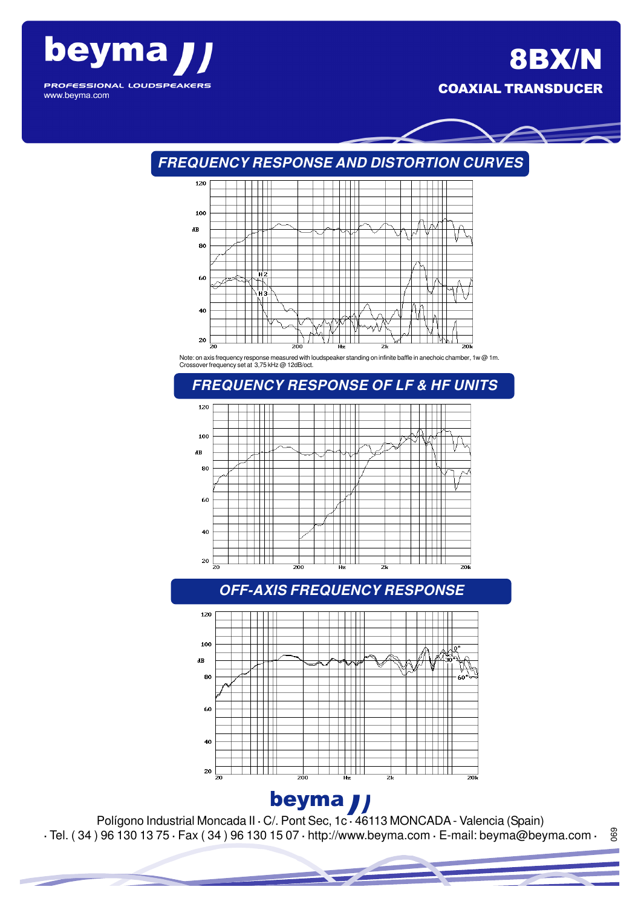beyma

PROFESSIONAL LOUDSPEAKERS
www.beyma.com

# 8BX/N

**COAXIAL TRANSDUCER**

## FREQUENCY RESPONSE AND DISTORTION CURVES

120
100
dB
80
60
40
20
H2
H3
20
200
Hz
2k
20k

Note: on axis frequency response measured with loudspeaker standing on infinite baffle in anechoic chamber, 1w @ 1m.
Crossover frequency set at 3,75 kHz @ 12dB/oct.

## FREQUENCY RESPONSE OF LF & HF UNITS

120
100
dB
80
60
40
20
20
200
Hz
2k
20k

## OFF-AXIS FREQUENCY RESPONSE

120
100
dB
80
60
40
20
0°
30°
60°
20
200
Hz
2k
20k

beyma

Polígono Industrial Moncada II · C/. Pont Sec, 1c · 46113 MONCADA - Valencia (Spain)
· Tel. ( 34 ) 96 130 13 75 · Fax ( 34 ) 96 130 15 07 · http://www.beyma.com · E-mail: beyma@beyma.com ·